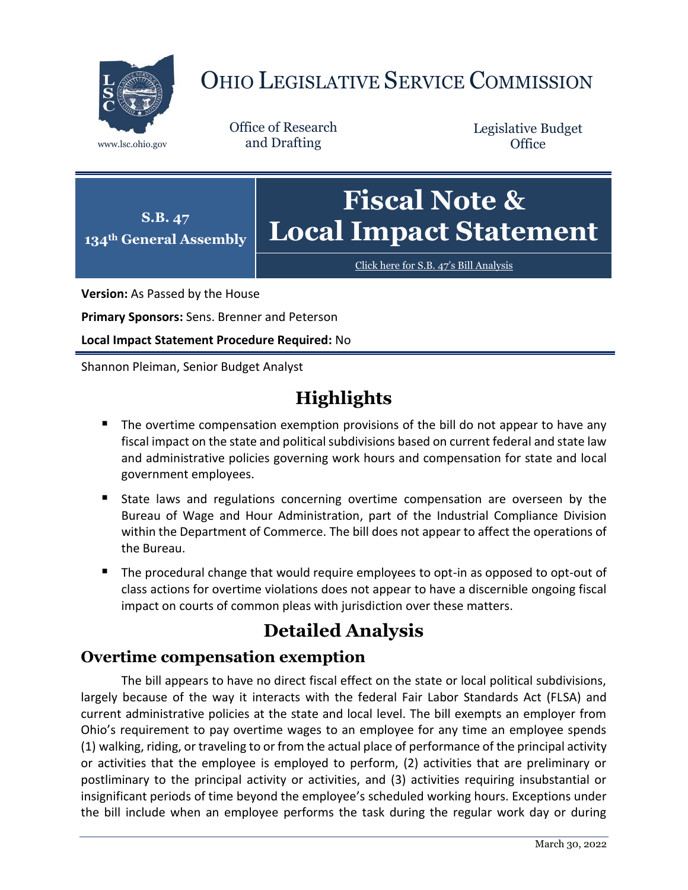# OHIO LEGISLATIVE SERVICE COMMISSION

www.lsc.ohio.gov

Office of Research and Drafting

Legislative Budget Office

**S.B. 47**
**134th General Assembly**

# Fiscal Note & Local Impact Statement

Click here for S.B. 47's Bill Analysis

**Version:** As Passed by the House

**Primary Sponsors:** Sens. Brenner and Peterson

**Local Impact Statement Procedure Required:** No

Shannon Pleiman, Senior Budget Analyst

## Highlights

- The overtime compensation exemption provisions of the bill do not appear to have any fiscal impact on the state and political subdivisions based on current federal and state law and administrative policies governing work hours and compensation for state and local government employees.
- State laws and regulations concerning overtime compensation are overseen by the Bureau of Wage and Hour Administration, part of the Industrial Compliance Division within the Department of Commerce. The bill does not appear to affect the operations of the Bureau.
- The procedural change that would require employees to opt-in as opposed to opt-out of class actions for overtime violations does not appear to have a discernible ongoing fiscal impact on courts of common pleas with jurisdiction over these matters.

## Detailed Analysis

### Overtime compensation exemption

The bill appears to have no direct fiscal effect on the state or local political subdivisions, largely because of the way it interacts with the federal Fair Labor Standards Act (FLSA) and current administrative policies at the state and local level. The bill exempts an employer from Ohio's requirement to pay overtime wages to an employee for any time an employee spends (1) walking, riding, or traveling to or from the actual place of performance of the principal activity or activities that the employee is employed to perform, (2) activities that are preliminary or postliminary to the principal activity or activities, and (3) activities requiring insubstantial or insignificant periods of time beyond the employee's scheduled working hours. Exceptions under the bill include when an employee performs the task during the regular work day or during

March 30, 2022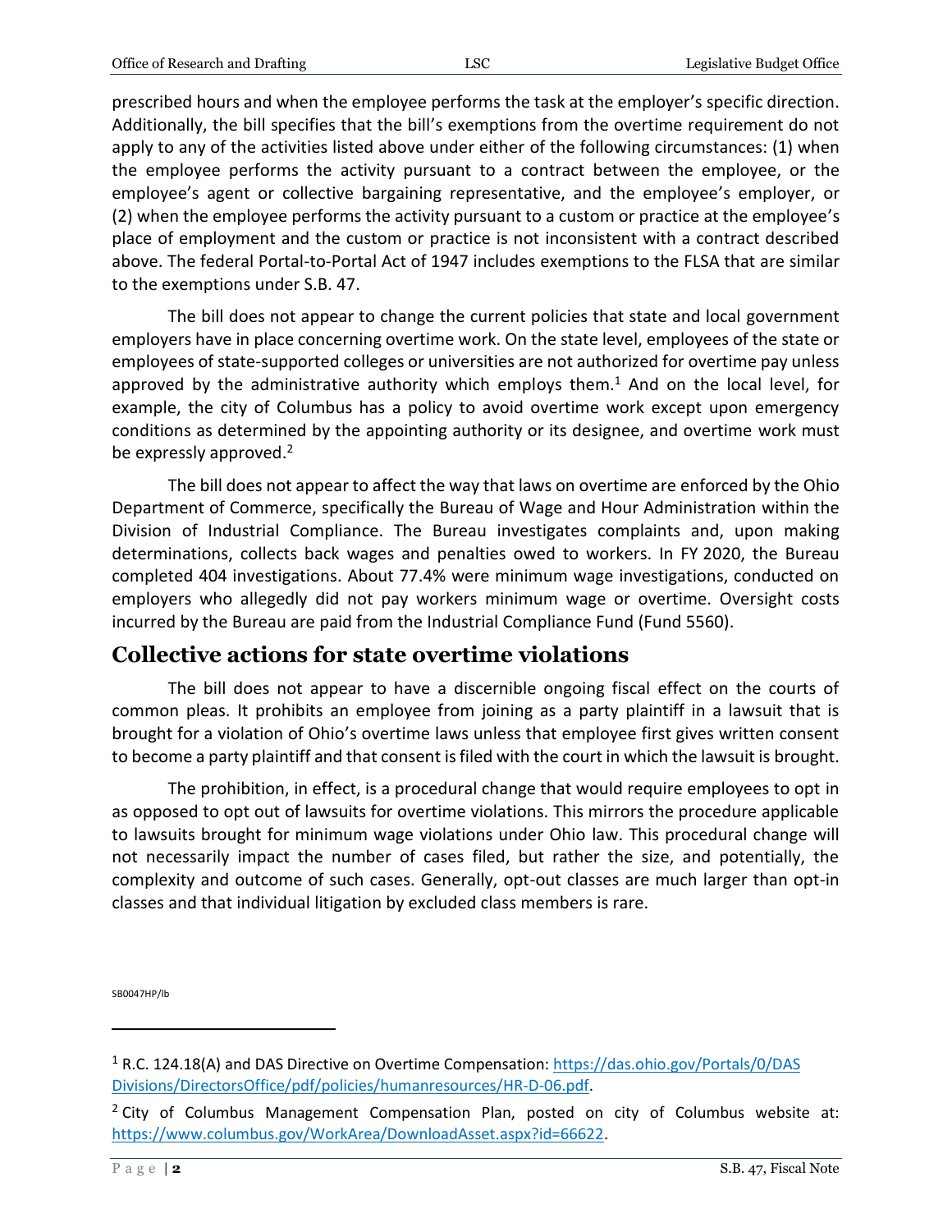prescribed hours and when the employee performs the task at the employer's specific direction. Additionally, the bill specifies that the bill's exemptions from the overtime requirement do not apply to any of the activities listed above under either of the following circumstances: (1) when the employee performs the activity pursuant to a contract between the employee, or the employee's agent or collective bargaining representative, and the employee's employer, or (2) when the employee performs the activity pursuant to a custom or practice at the employee's place of employment and the custom or practice is not inconsistent with a contract described above. The federal Portal-to-Portal Act of 1947 includes exemptions to the FLSA that are similar to the exemptions under S.B. 47.

The bill does not appear to change the current policies that state and local government employers have in place concerning overtime work. On the state level, employees of the state or employees of state-supported colleges or universities are not authorized for overtime pay unless approved by the administrative authority which employs them.[1] And on the local level, for example, the city of Columbus has a policy to avoid overtime work except upon emergency conditions as determined by the appointing authority or its designee, and overtime work must be expressly approved.[2]

The bill does not appear to affect the way that laws on overtime are enforced by the Ohio Department of Commerce, specifically the Bureau of Wage and Hour Administration within the Division of Industrial Compliance. The Bureau investigates complaints and, upon making determinations, collects back wages and penalties owed to workers. In FY 2020, the Bureau completed 404 investigations. About 77.4% were minimum wage investigations, conducted on employers who allegedly did not pay workers minimum wage or overtime. Oversight costs incurred by the Bureau are paid from the Industrial Compliance Fund (Fund 5560).

## Collective actions for state overtime violations

The bill does not appear to have a discernible ongoing fiscal effect on the courts of common pleas. It prohibits an employee from joining as a party plaintiff in a lawsuit that is brought for a violation of Ohio's overtime laws unless that employee first gives written consent to become a party plaintiff and that consent is filed with the court in which the lawsuit is brought.

The prohibition, in effect, is a procedural change that would require employees to opt in as opposed to opt out of lawsuits for overtime violations. This mirrors the procedure applicable to lawsuits brought for minimum wage violations under Ohio law. This procedural change will not necessarily impact the number of cases filed, but rather the size, and potentially, the complexity and outcome of such cases. Generally, opt-out classes are much larger than opt-in classes and that individual litigation by excluded class members is rare.

SB0047HP/lb

---

[1] R.C. 124.18(A) and DAS Directive on Overtime Compensation: https://das.ohio.gov/Portals/0/DASDivisions/DirectorsOffice/pdf/policies/humanresources/HR-D-06.pdf.

[2] City of Columbus Management Compensation Plan, posted on city of Columbus website at: https://www.columbus.gov/WorkArea/DownloadAsset.aspx?id=66622.